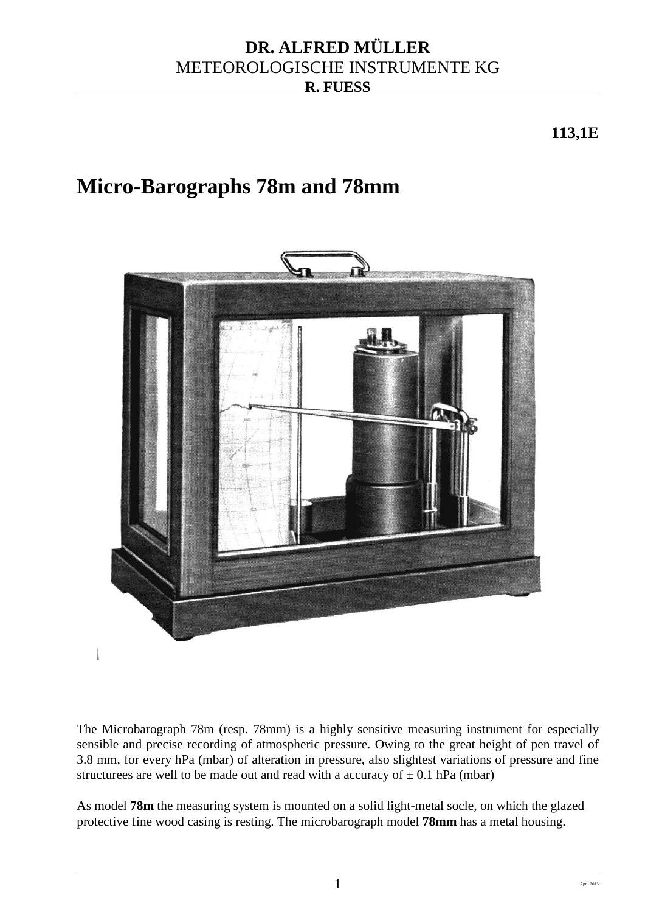**DR. ALFRED MÜLLER**
METEOROLOGISCHE INSTRUMENTE KG
**R. FUESS**

**113,1E**

# Micro-Barographs 78m and 78mm

The Microbarograph 78m (resp. 78mm) is a highly sensitive measuring instrument for especially sensible and precise recording of atmospheric pressure. Owing to the great height of pen travel of 3.8 mm, for every hPa (mbar) of alteration in pressure, also slightest variations of pressure and fine structurees are well to be made out and read with a accuracy of ± 0.1 hPa (mbar)

As model **78m** the measuring system is mounted on a solid light-metal socle, on which the glazed protective fine wood casing is resting. The microbarograph model **78mm** has a metal housing.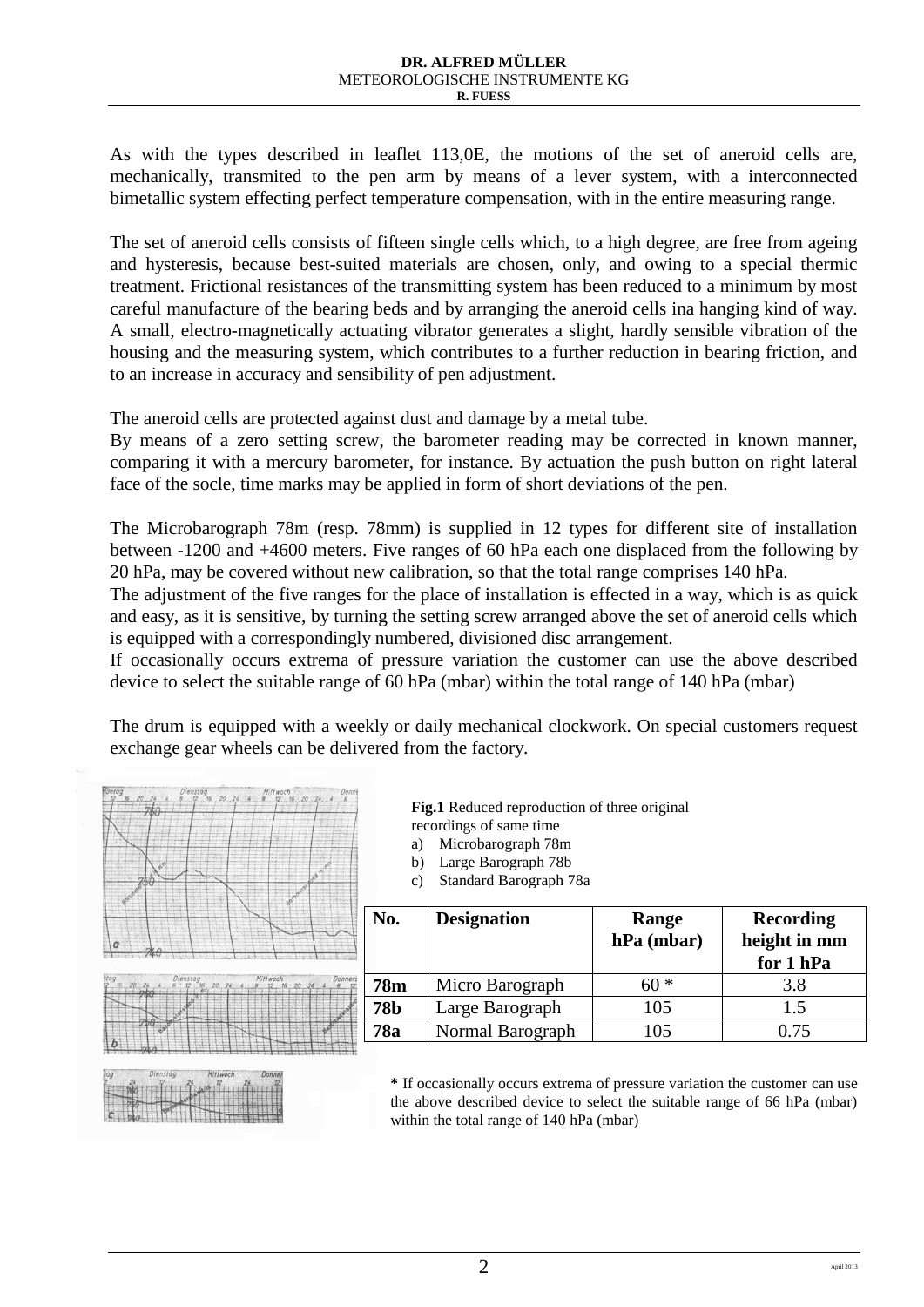As with the types described in leaflet 113,0E, the motions of the set of aneroid cells are, mechanically, transmited to the pen arm by means of a lever system, with a interconnected bimetallic system effecting perfect temperature compensation, with in the entire measuring range.

The set of aneroid cells consists of fifteen single cells which, to a high degree, are free from ageing and hysteresis, because best-suited materials are chosen, only, and owing to a special thermic treatment. Frictional resistances of the transmitting system has been reduced to a minimum by most careful manufacture of the bearing beds and by arranging the aneroid cells ina hanging kind of way. A small, electro-magnetically actuating vibrator generates a slight, hardly sensible vibration of the housing and the measuring system, which contributes to a further reduction in bearing friction, and to an increase in accuracy and sensibility of pen adjustment.

The aneroid cells are protected against dust and damage by a metal tube.
By means of a zero setting screw, the barometer reading may be corrected in known manner, comparing it with a mercury barometer, for instance. By actuation the push button on right lateral face of the socle, time marks may be applied in form of short deviations of the pen.

The Microbarograph 78m (resp. 78mm) is supplied in 12 types for different site of installation between -1200 and +4600 meters. Five ranges of 60 hPa each one displaced from the following by 20 hPa, may be covered without new calibration, so that the total range comprises 140 hPa.
The adjustment of the five ranges for the place of installation is effected in a way, which is as quick and easy, as it is sensitive, by turning the setting screw arranged above the set of aneroid cells which is equipped with a correspondingly numbered, divisioned disc arrangement.
If occasionally occurs extrema of pressure variation the customer can use the above described device to select the suitable range of 60 hPa (mbar) within the total range of 140 hPa (mbar)

The drum is equipped with a weekly or daily mechanical clockwork. On special customers request exchange gear wheels can be delivered from the factory.

**Fig.1** Reduced reproduction of three original recordings of same time

a) Microbarograph 78m
b) Large Barograph 78b
c) Standard Barograph 78a

| No. | Designation | Range hPa (mbar) | Recording height in mm for 1 hPa |
|---|---|---|---|
| 78m | Micro Barograph | 60 * | 3.8 |
| 78b | Large Barograph | 105 | 1.5 |
| 78a | Normal Barograph | 105 | 0.75 |

**\*** If occasionally occurs extrema of pressure variation the customer can use the above described device to select the suitable range of 66 hPa (mbar) within the total range of 140 hPa (mbar)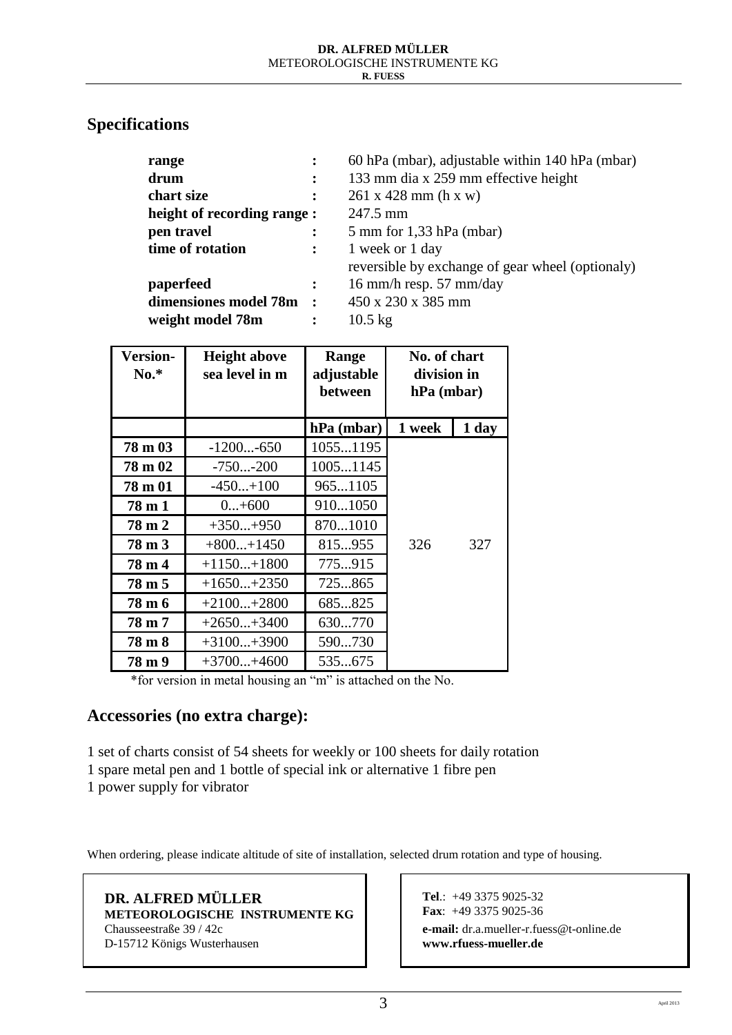## Specifications

| | | |
|---|---|---|
| **range** | **:** | 60 hPa (mbar), adjustable within 140 hPa (mbar) |
| **drum** | **:** | 133 mm dia x 259 mm effective height |
| **chart size** | **:** | 261 x 428 mm (h x w) |
| **height of recording range** | **:** | 247.5 mm |
| **pen travel** | **:** | 5 mm for 1,33 hPa (mbar) |
| **time of rotation** | **:** | 1 week or 1 day<br>reversible by exchange of gear wheel (optionaly) |
| **paperfeed** | **:** | 16 mm/h resp. 57 mm/day |
| **dimensiones model 78m** | **:** | 450 x 230 x 385 mm |
| **weight model 78m** | **:** | 10.5 kg |

| **Version-No.*** | **Height above sea level in m** | **Range adjustable between** | **No. of chart division in hPa (mbar)** | |
|---|---|---|---|---|
| | | **hPa (mbar)** | **1 week** | **1 day** |
| **78 m 03** | -1200...-650 | 1055...1195 | | |
| **78 m 02** | -750...-200 | 1005...1145 | | |
| **78 m 01** | -450...+100 | 965...1105 | | |
| **78 m 1** | 0...+600 | 910...1050 | | |
| **78 m 2** | +350...+950 | 870...1010 | | |
| **78 m 3** | +800...+1450 | 815...955 | 326 | 327 |
| **78 m 4** | +1150...+1800 | 775...915 | | |
| **78 m 5** | +1650...+2350 | 725...865 | | |
| **78 m 6** | +2100...+2800 | 685...825 | | |
| **78 m 7** | +2650...+3400 | 630...770 | | |
| **78 m 8** | +3100...+3900 | 590...730 | | |
| **78 m 9** | +3700...+4600 | 535...675 | | |

*for version in metal housing an "m" is attached on the No.

## Accessories (no extra charge):

1 set of charts consist of 54 sheets for weekly or 100 sheets for daily rotation
1 spare metal pen and 1 bottle of special ink or alternative 1 fibre pen
1 power supply for vibrator

When ordering, please indicate altitude of site of installation, selected drum rotation and type of housing.

**DR. ALFRED MÜLLER**
**METEOROLOGISCHE INSTRUMENTE KG**
Chausseestraße 39 / 42c
D-15712 Königs Wusterhausen

**Tel**.: +49 3375 9025-32
**Fax**: +49 3375 9025-36
**e-mail:** dr.a.mueller-r.fuess@t-online.de
**www.rfuess-mueller.de**